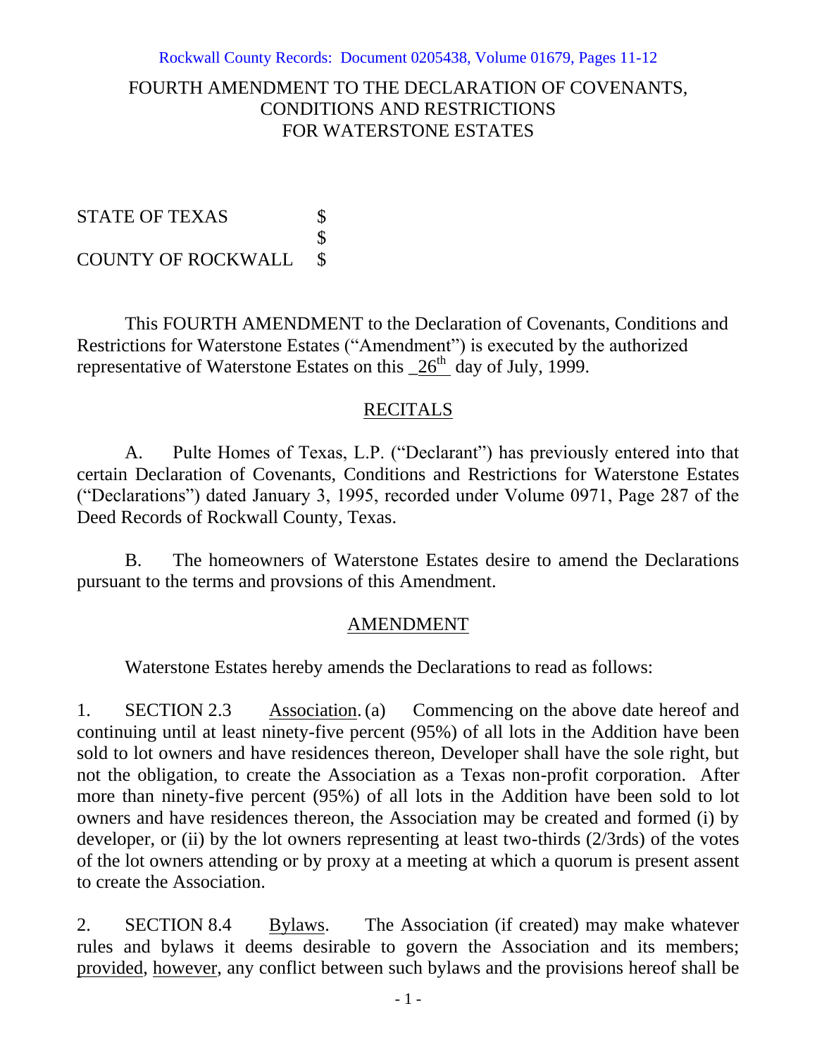Rockwall County Records: Document 0205438, Volume 01679, Pages 11-12

# FOURTH AMENDMENT TO THE DECLARATION OF COVENANTS, CONDITIONS AND RESTRICTIONS FOR WATERSTONE ESTATES

STATE OF TEXAS $
$
COUNTY OF ROCKWALL $

This FOURTH AMENDMENT to the Declaration of Covenants, Conditions and Restrictions for Waterstone Estates ("Amendment") is executed by the authorized representative of Waterstone Estates on this _26th_ day of July, 1999.

## RECITALS

A. Pulte Homes of Texas, L.P. ("Declarant") has previously entered into that certain Declaration of Covenants, Conditions and Restrictions for Waterstone Estates ("Declarations") dated January 3, 1995, recorded under Volume 0971, Page 287 of the Deed Records of Rockwall County, Texas.

B. The homeowners of Waterstone Estates desire to amend the Declarations pursuant to the terms and provsions of this Amendment.

## AMENDMENT

Waterstone Estates hereby amends the Declarations to read as follows:

1. SECTION 2.3 Association. (a) Commencing on the above date hereof and continuing until at least ninety-five percent (95%) of all lots in the Addition have been sold to lot owners and have residences thereon, Developer shall have the sole right, but not the obligation, to create the Association as a Texas non-profit corporation. After more than ninety-five percent (95%) of all lots in the Addition have been sold to lot owners and have residences thereon, the Association may be created and formed (i) by developer, or (ii) by the lot owners representing at least two-thirds (2/3rds) of the votes of the lot owners attending or by proxy at a meeting at which a quorum is present assent to create the Association.

2. SECTION 8.4 Bylaws. The Association (if created) may make whatever rules and bylaws it deems desirable to govern the Association and its members; provided, however, any conflict between such bylaws and the provisions hereof shall be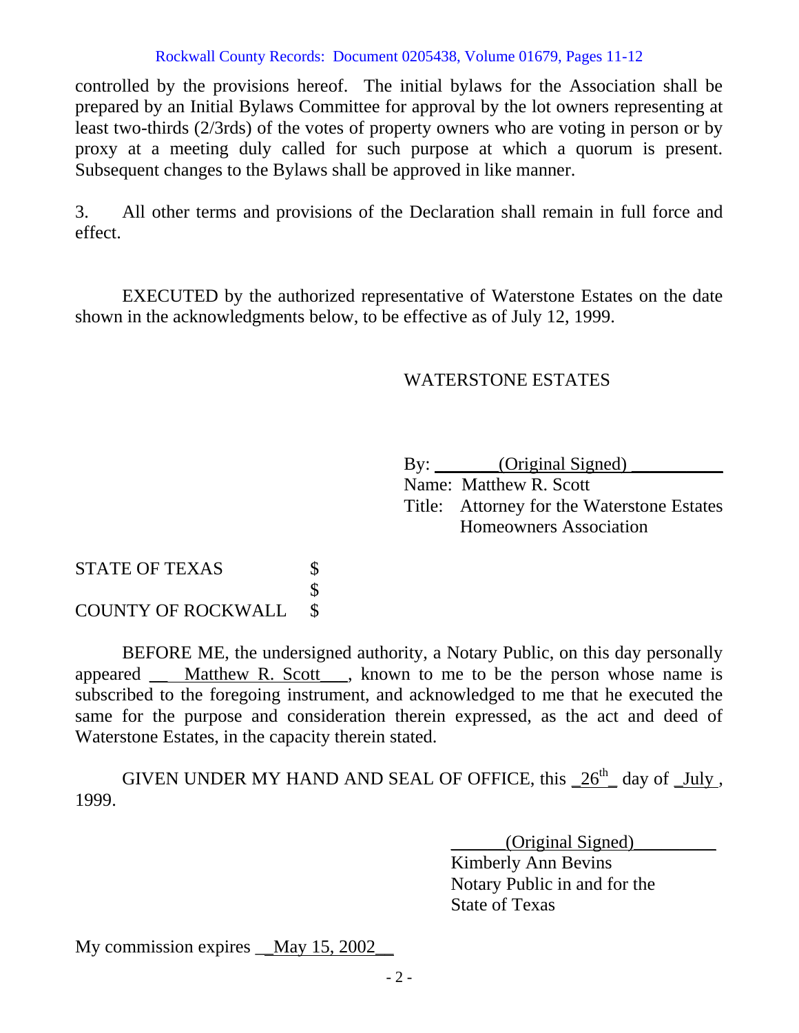controlled by the provisions hereof. The initial bylaws for the Association shall be prepared by an Initial Bylaws Committee for approval by the lot owners representing at least two-thirds (2/3rds) of the votes of property owners who are voting in person or by proxy at a meeting duly called for such purpose at which a quorum is present. Subsequent changes to the Bylaws shall be approved in like manner.

3. All other terms and provisions of the Declaration shall remain in full force and effect.

EXECUTED by the authorized representative of Waterstone Estates on the date shown in the acknowledgments below, to be effective as of July 12, 1999.

WATERSTONE ESTATES

By: ______(Original Signed)__________
Name: Matthew R. Scott
Title: Attorney for the Waterstone Estates Homeowners Association

STATE OF TEXAS §
§
COUNTY OF ROCKWALL §

BEFORE ME, the undersigned authority, a Notary Public, on this day personally appeared __ Matthew R. Scott___, known to me to be the person whose name is subscribed to the foregoing instrument, and acknowledged to me that he executed the same for the purpose and consideration therein expressed, as the act and deed of Waterstone Estates, in the capacity therein stated.

GIVEN UNDER MY HAND AND SEAL OF OFFICE, this _26th_ day of _July_, 1999.

______(Original Signed)_________
Kimberly Ann Bevins
Notary Public in and for the
State of Texas

My commission expires __May 15, 2002__